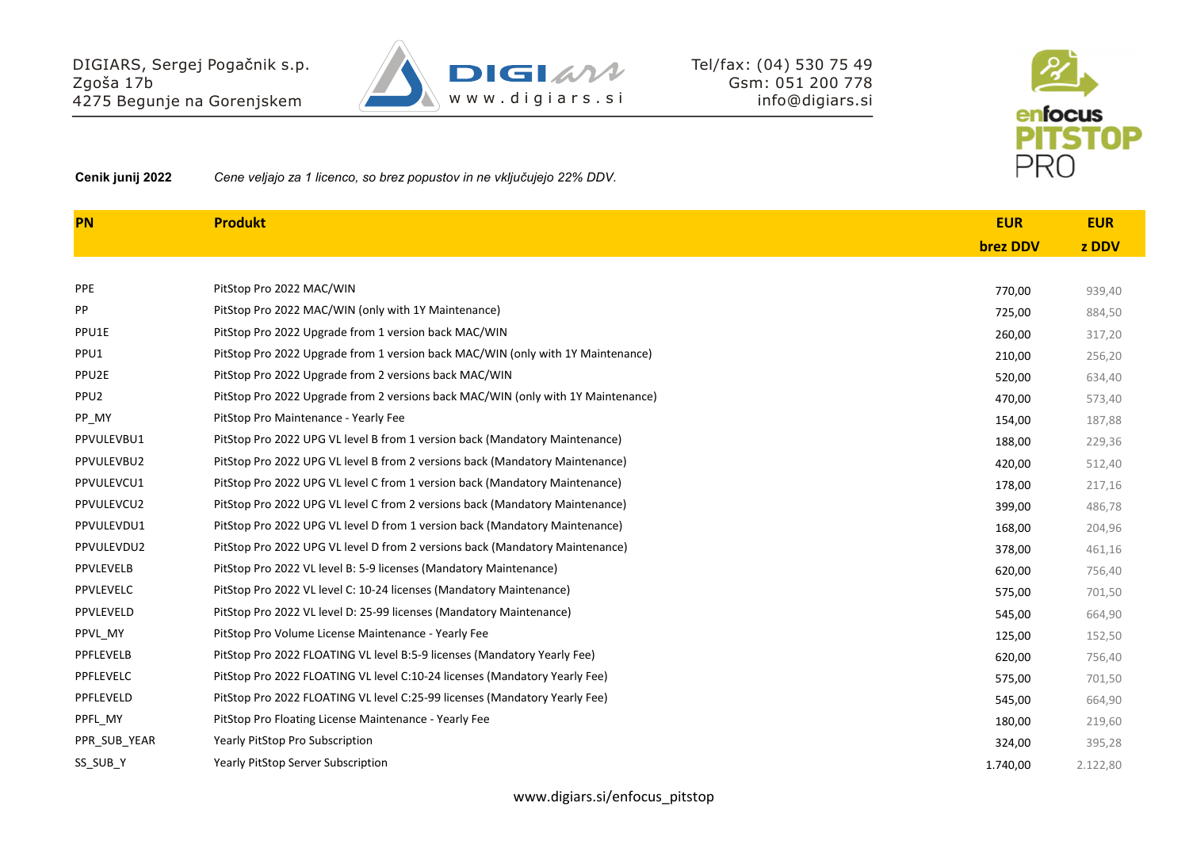DIGIARS, Sergej Pogačnik s.p.
Zgoša 17b
4275 Begunje na Gorenjskem

DIGIars
www.digiars.si

Tel/fax: (04) 530 75 49
Gsm: 051 200 778
info@digiars.si

enfocus PITSTOP PRO

**Cenik junij 2022** *Cene veljajo za 1 licenco, so brez popustov in ne vključujejo 22% DDV.*

| PN | Produkt | EUR brez DDV | EUR z DDV |
|---|---|---|---|
| PPE | PitStop Pro 2022 MAC/WIN | 770,00 | 939,40 |
| PP | PitStop Pro 2022 MAC/WIN (only with 1Y Maintenance) | 725,00 | 884,50 |
| PPU1E | PitStop Pro 2022 Upgrade from 1 version back MAC/WIN | 260,00 | 317,20 |
| PPU1 | PitStop Pro 2022 Upgrade from 1 version back MAC/WIN (only with 1Y Maintenance) | 210,00 | 256,20 |
| PPU2E | PitStop Pro 2022 Upgrade from 2 versions back MAC/WIN | 520,00 | 634,40 |
| PPU2 | PitStop Pro 2022 Upgrade from 2 versions back MAC/WIN (only with 1Y Maintenance) | 470,00 | 573,40 |
| PP_MY | PitStop Pro Maintenance - Yearly Fee | 154,00 | 187,88 |
| PPVULEVBU1 | PitStop Pro 2022 UPG VL level B from 1 version back (Mandatory Maintenance) | 188,00 | 229,36 |
| PPVULEVBU2 | PitStop Pro 2022 UPG VL level B from 2 versions back (Mandatory Maintenance) | 420,00 | 512,40 |
| PPVULEVCU1 | PitStop Pro 2022 UPG VL level C from 1 version back (Mandatory Maintenance) | 178,00 | 217,16 |
| PPVULEVCU2 | PitStop Pro 2022 UPG VL level C from 2 versions back (Mandatory Maintenance) | 399,00 | 486,78 |
| PPVULEVDU1 | PitStop Pro 2022 UPG VL level D from 1 version back (Mandatory Maintenance) | 168,00 | 204,96 |
| PPVULEVDU2 | PitStop Pro 2022 UPG VL level D from 2 versions back (Mandatory Maintenance) | 378,00 | 461,16 |
| PPVLEVELB | PitStop Pro 2022 VL level B: 5-9 licenses (Mandatory Maintenance) | 620,00 | 756,40 |
| PPVLEVELC | PitStop Pro 2022 VL level C: 10-24 licenses (Mandatory Maintenance) | 575,00 | 701,50 |
| PPVLEVELD | PitStop Pro 2022 VL level D: 25-99 licenses (Mandatory Maintenance) | 545,00 | 664,90 |
| PPVL_MY | PitStop Pro Volume License Maintenance - Yearly Fee | 125,00 | 152,50 |
| PPFLEVELB | PitStop Pro 2022 FLOATING VL level B:5-9 licenses (Mandatory Yearly Fee) | 620,00 | 756,40 |
| PPFLEVELC | PitStop Pro 2022 FLOATING VL level C:10-24 licenses (Mandatory Yearly Fee) | 575,00 | 701,50 |
| PPFLEVELD | PitStop Pro 2022 FLOATING VL level C:25-99 licenses (Mandatory Yearly Fee) | 545,00 | 664,90 |
| PPFL_MY | PitStop Pro Floating License Maintenance - Yearly Fee | 180,00 | 219,60 |
| PPR_SUB_YEAR | Yearly PitStop Pro Subscription | 324,00 | 395,28 |
| SS_SUB_Y | Yearly PitStop Server Subscription | 1.740,00 | 2.122,80 |

www.digiars.si/enfocus_pitstop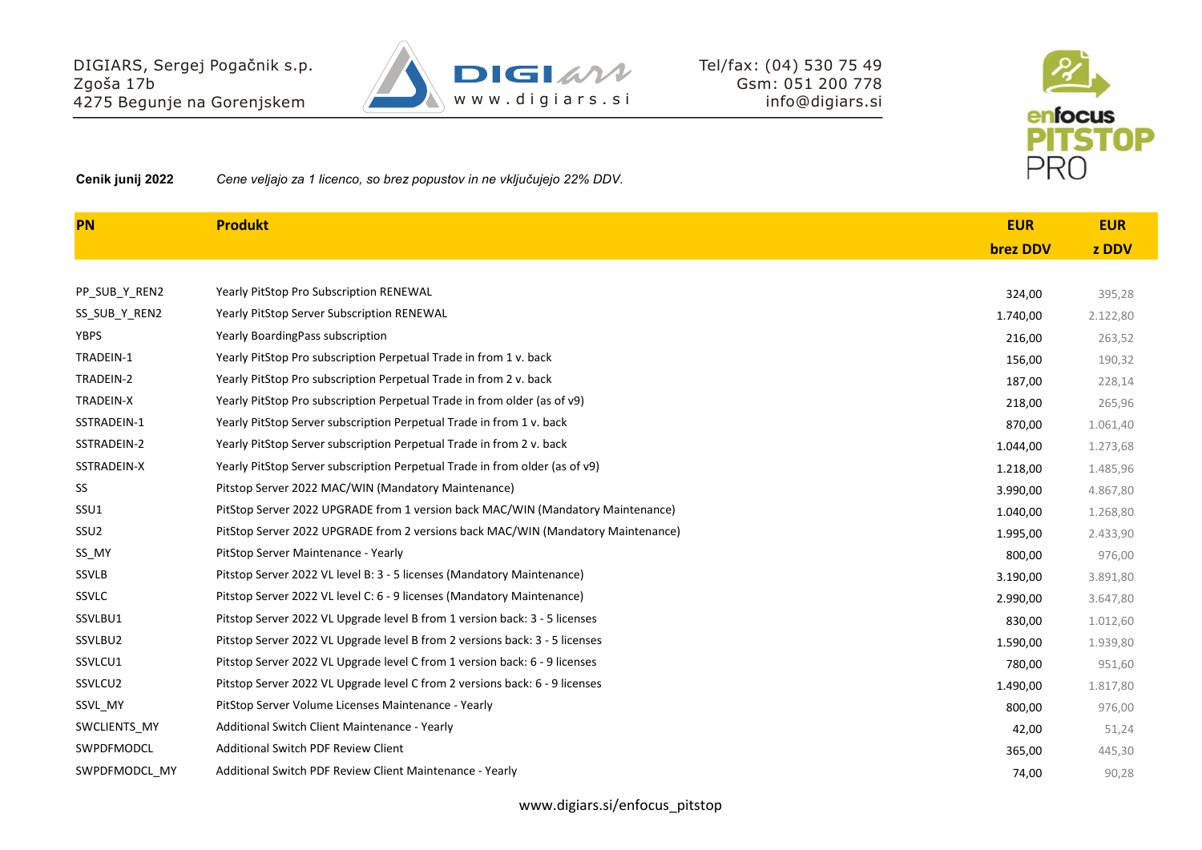DIGIARS, Sergej Pogačnik s.p.
Zgoša 17b
4275 Begunje na Gorenjskem

Tel/fax: (04) 530 75 49
Gsm: 051 200 778
info@digiars.si

**Cenik junij 2022** *Cene veljajo za 1 licenco, so brez popustov in ne vključujejo 22% DDV.*

| PN | Produkt | EUR brez DDV | EUR z DDV |
|---|---|---|---|
| PP_SUB_Y_REN2 | Yearly PitStop Pro Subscription RENEWAL | 324,00 | 395,28 |
| SS_SUB_Y_REN2 | Yearly PitStop Server Subscription RENEWAL | 1.740,00 | 2.122,80 |
| YBPS | Yearly BoardingPass subscription | 216,00 | 263,52 |
| TRADEIN-1 | Yearly PitStop Pro subscription Perpetual Trade in from 1 v. back | 156,00 | 190,32 |
| TRADEIN-2 | Yearly PitStop Pro subscription Perpetual Trade in from 2 v. back | 187,00 | 228,14 |
| TRADEIN-X | Yearly PitStop Pro subscription Perpetual Trade in from older (as of v9) | 218,00 | 265,96 |
| SSTRADEIN-1 | Yearly PitStop Server subscription Perpetual Trade in from 1 v. back | 870,00 | 1.061,40 |
| SSTRADEIN-2 | Yearly PitStop Server subscription Perpetual Trade in from 2 v. back | 1.044,00 | 1.273,68 |
| SSTRADEIN-X | Yearly PitStop Server subscription Perpetual Trade in from older (as of v9) | 1.218,00 | 1.485,96 |
| SS | Pitstop Server 2022 MAC/WIN (Mandatory Maintenance) | 3.990,00 | 4.867,80 |
| SSU1 | PitStop Server 2022 UPGRADE from 1 version back MAC/WIN (Mandatory Maintenance) | 1.040,00 | 1.268,80 |
| SSU2 | PitStop Server 2022 UPGRADE from 2 versions back MAC/WIN (Mandatory Maintenance) | 1.995,00 | 2.433,90 |
| SS_MY | PitStop Server Maintenance - Yearly | 800,00 | 976,00 |
| SSVLB | Pitstop Server 2022 VL level B: 3 - 5 licenses (Mandatory Maintenance) | 3.190,00 | 3.891,80 |
| SSVLC | Pitstop Server 2022 VL level C: 6 - 9 licenses (Mandatory Maintenance) | 2.990,00 | 3.647,80 |
| SSVLBU1 | Pitstop Server 2022 VL Upgrade level B from 1 version back: 3 - 5 licenses | 830,00 | 1.012,60 |
| SSVLBU2 | Pitstop Server 2022 VL Upgrade level B from 2 versions back: 3 - 5 licenses | 1.590,00 | 1.939,80 |
| SSVLCU1 | Pitstop Server 2022 VL Upgrade level C from 1 version back: 6 - 9 licenses | 780,00 | 951,60 |
| SSVLCU2 | Pitstop Server 2022 VL Upgrade level C from 2 versions back: 6 - 9 licenses | 1.490,00 | 1.817,80 |
| SSVL_MY | PitStop Server Volume Licenses Maintenance - Yearly | 800,00 | 976,00 |
| SWCLIENTS_MY | Additional Switch Client Maintenance - Yearly | 42,00 | 51,24 |
| SWPDFMODCL | Additional Switch PDF Review Client | 365,00 | 445,30 |
| SWPDFMODCL_MY | Additional Switch PDF Review Client Maintenance - Yearly | 74,00 | 90,28 |

www.digiars.si/enfocus_pitstop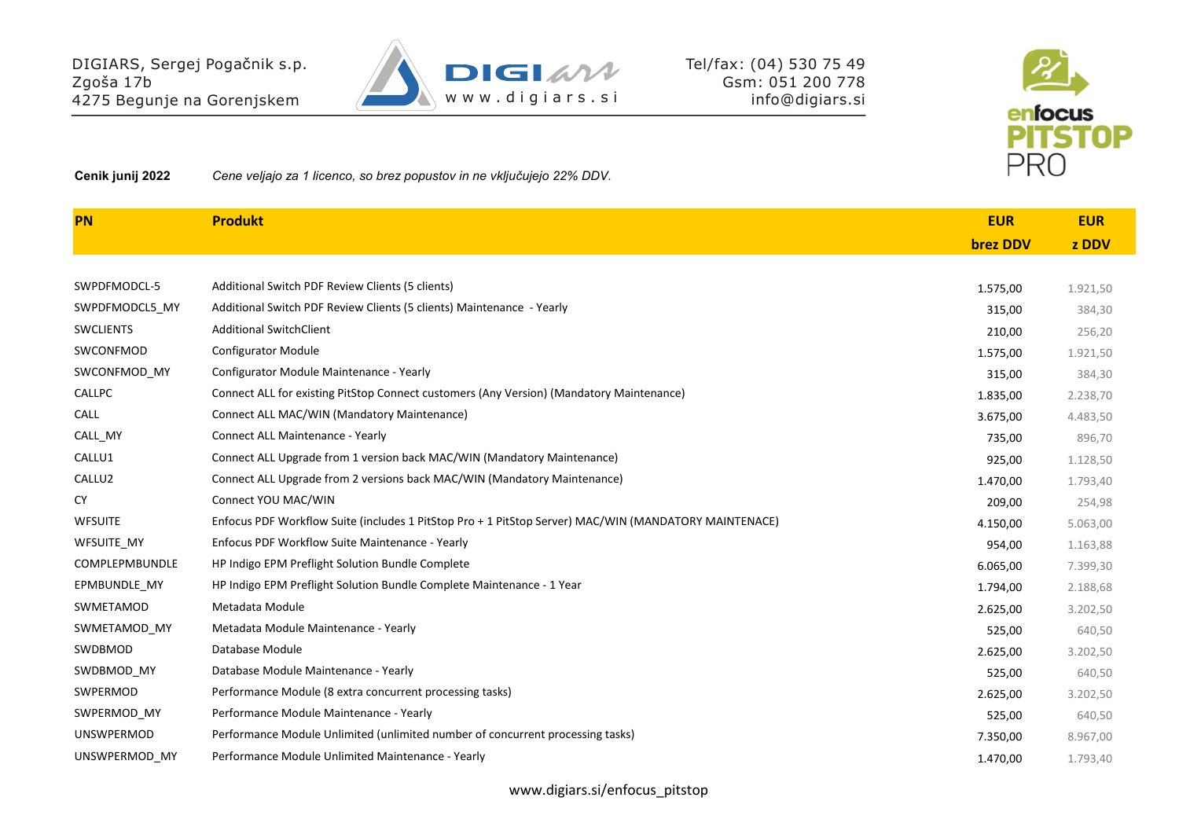DIGIARS, Sergej Pogačnik s.p.
Zgoša 17b
4275 Begunje na Gorenjskem

Tel/fax: (04) 530 75 49
Gsm: 051 200 778
info@digiars.si

**Cenik junij 2022** *Cene veljajo za 1 licenco, so brez popustov in ne vključujejo 22% DDV.*

| PN | Produkt | EUR brez DDV | EUR z DDV |
|---|---|---|---|
| SWPDFMODCL-5 | Additional Switch PDF Review Clients (5 clients) | 1.575,00 | 1.921,50 |
| SWPDFMODCL5_MY | Additional Switch PDF Review Clients (5 clients) Maintenance - Yearly | 315,00 | 384,30 |
| SWCLIENTS | Additional SwitchClient | 210,00 | 256,20 |
| SWCONFMOD | Configurator Module | 1.575,00 | 1.921,50 |
| SWCONFMOD_MY | Configurator Module Maintenance - Yearly | 315,00 | 384,30 |
| CALLPC | Connect ALL for existing PitStop Connect customers (Any Version) (Mandatory Maintenance) | 1.835,00 | 2.238,70 |
| CALL | Connect ALL MAC/WIN (Mandatory Maintenance) | 3.675,00 | 4.483,50 |
| CALL_MY | Connect ALL Maintenance - Yearly | 735,00 | 896,70 |
| CALLU1 | Connect ALL Upgrade from 1 version back MAC/WIN (Mandatory Maintenance) | 925,00 | 1.128,50 |
| CALLU2 | Connect ALL Upgrade from 2 versions back MAC/WIN (Mandatory Maintenance) | 1.470,00 | 1.793,40 |
| CY | Connect YOU MAC/WIN | 209,00 | 254,98 |
| WFSUITE | Enfocus PDF Workflow Suite (includes 1 PitStop Pro + 1 PitStop Server) MAC/WIN (MANDATORY MAINTENACE) | 4.150,00 | 5.063,00 |
| WFSUITE_MY | Enfocus PDF Workflow Suite Maintenance - Yearly | 954,00 | 1.163,88 |
| COMPLEPMBUNDLE | HP Indigo EPM Preflight Solution Bundle Complete | 6.065,00 | 7.399,30 |
| EPMBUNDLE_MY | HP Indigo EPM Preflight Solution Bundle Complete Maintenance - 1 Year | 1.794,00 | 2.188,68 |
| SWMETAMOD | Metadata Module | 2.625,00 | 3.202,50 |
| SWMETAMOD_MY | Metadata Module Maintenance - Yearly | 525,00 | 640,50 |
| SWDBMOD | Database Module | 2.625,00 | 3.202,50 |
| SWDBMOD_MY | Database Module Maintenance - Yearly | 525,00 | 640,50 |
| SWPERMOD | Performance Module (8 extra concurrent processing tasks) | 2.625,00 | 3.202,50 |
| SWPERMOD_MY | Performance Module Maintenance - Yearly | 525,00 | 640,50 |
| UNSWPERMOD | Performance Module Unlimited (unlimited number of concurrent processing tasks) | 7.350,00 | 8.967,00 |
| UNSWPERMOD_MY | Performance Module Unlimited Maintenance - Yearly | 1.470,00 | 1.793,40 |

www.digiars.si/enfocus_pitstop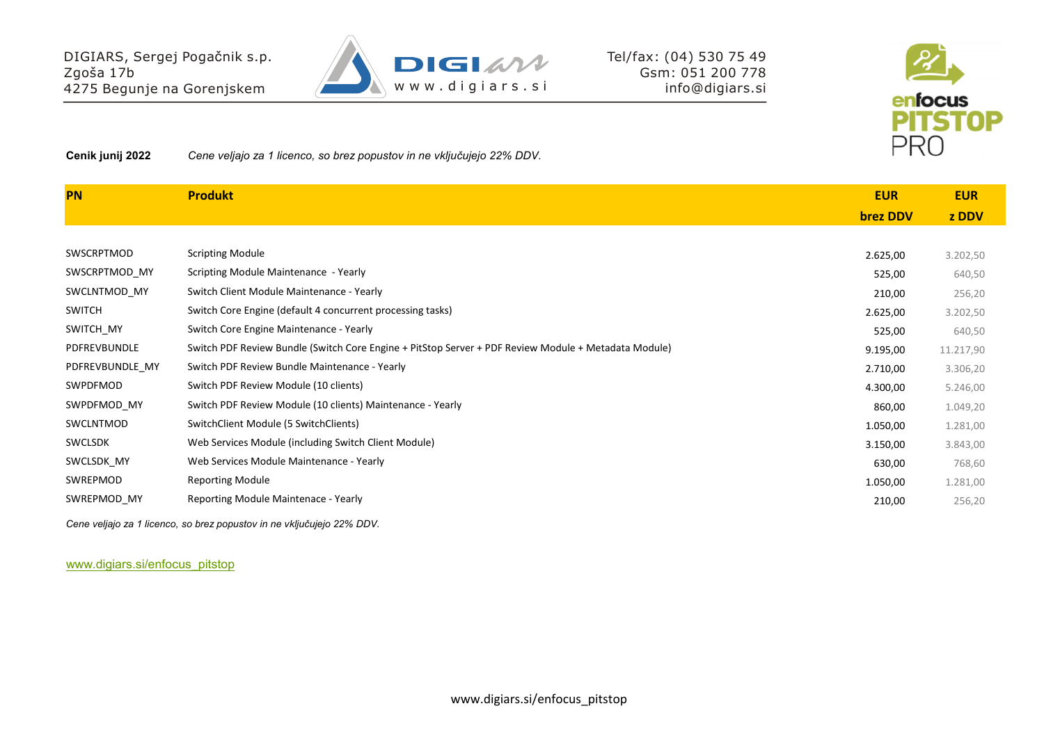DIGIARS, Sergej Pogačnik s.p.
Zgoša 17b
4275 Begunje na Gorenjskem

www.digiars.si

Tel/fax: (04) 530 75 49
Gsm: 051 200 778
info@digiars.si

**Cenik junij 2022** *Cene veljajo za 1 licenco, so brez popustov in ne vključujejo 22% DDV.*

| PN | Produkt | EUR brez DDV | EUR z DDV |
|---|---|---|---|
| SWSCRPTMOD | Scripting Module | 2.625,00 | 3.202,50 |
| SWSCRPTMOD_MY | Scripting Module Maintenance - Yearly | 525,00 | 640,50 |
| SWCLNTMOD_MY | Switch Client Module Maintenance - Yearly | 210,00 | 256,20 |
| SWITCH | Switch Core Engine (default 4 concurrent processing tasks) | 2.625,00 | 3.202,50 |
| SWITCH_MY | Switch Core Engine Maintenance - Yearly | 525,00 | 640,50 |
| PDFREVBUNDLE | Switch PDF Review Bundle (Switch Core Engine + PitStop Server + PDF Review Module + Metadata Module) | 9.195,00 | 11.217,90 |
| PDFREVBUNDLE_MY | Switch PDF Review Bundle Maintenance - Yearly | 2.710,00 | 3.306,20 |
| SWPDFMOD | Switch PDF Review Module (10 clients) | 4.300,00 | 5.246,00 |
| SWPDFMOD_MY | Switch PDF Review Module (10 clients) Maintenance - Yearly | 860,00 | 1.049,20 |
| SWCLNTMOD | SwitchClient Module (5 SwitchClients) | 1.050,00 | 1.281,00 |
| SWCLSDK | Web Services Module (including Switch Client Module) | 3.150,00 | 3.843,00 |
| SWCLSDK_MY | Web Services Module Maintenance - Yearly | 630,00 | 768,60 |
| SWREPMOD | Reporting Module | 1.050,00 | 1.281,00 |
| SWREPMOD_MY | Reporting Module Maintenace - Yearly | 210,00 | 256,20 |

*Cene veljajo za 1 licenco, so brez popustov in ne vključujejo 22% DDV.*

www.digiars.si/enfocus_pitstop